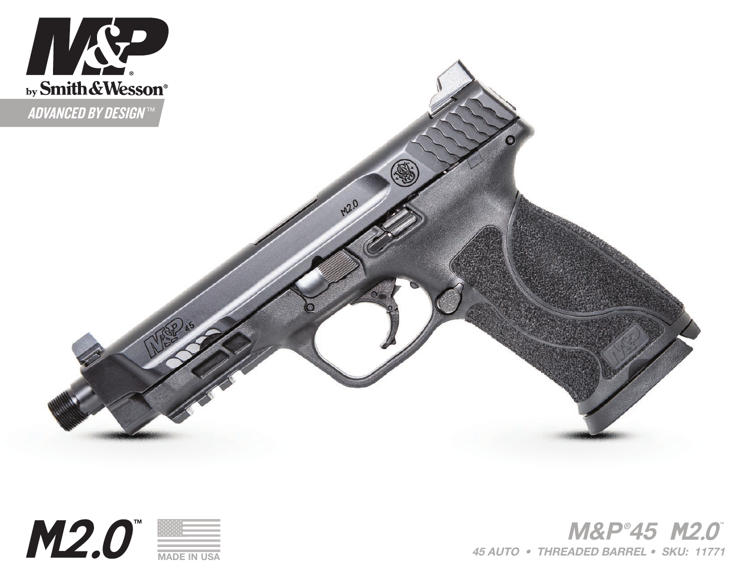# M&P® by Smith&Wesson®

ADVANCED BY DESIGN™

M2.0™

MADE IN USA

## M&P®45 M2.0™

*45 AUTO • THREADED BARREL • SKU: 11771*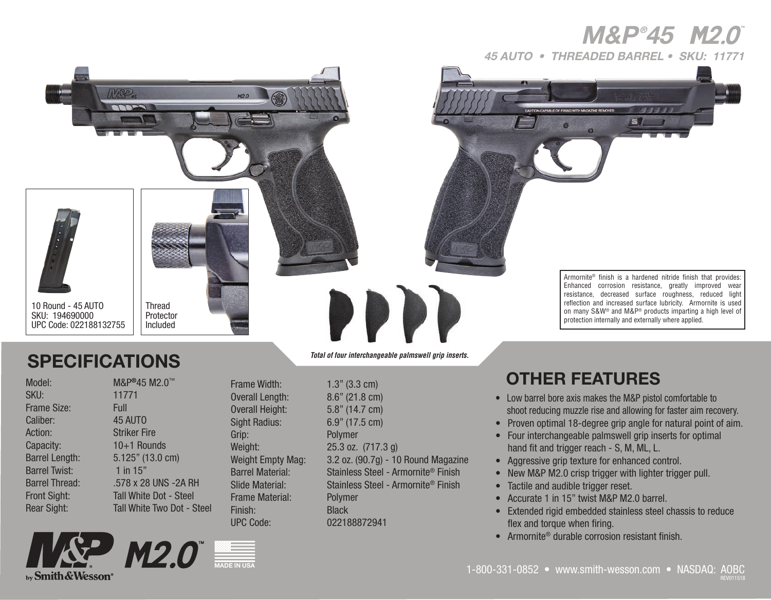# M&P®45 M2.0™

*45 AUTO • THREADED BARREL • SKU: 11771*

10 Round - 45 AUTO
SKU: 194690000
UPC Code: 022188132755

Thread Protector Included

Armornite® finish is a hardened nitride finish that provides: Enhanced corrosion resistance, greatly improved wear resistance, decreased surface roughness, reduced light reflection and increased surface lubricity. Armornite is used on many S&W® and M&P® products imparting a high level of protection internally and externally where applied.

*Total of four interchangeable palmswell grip inserts.*

## SPECIFICATIONS

| | |
|---|---|
| Model: | M&P®45 M2.0™ |
| SKU: | 11771 |
| Frame Size: | Full |
| Caliber: | 45 AUTO |
| Action: | Striker Fire |
| Capacity: | 10+1 Rounds |
| Barrel Length: | 5.125" (13.0 cm) |
| Barrel Twist: | 1 in 15" |
| Barrel Thread: | .578 x 28 UNS -2A RH |
| Front Sight: | Tall White Dot - Steel |
| Rear Sight: | Tall White Two Dot - Steel |
| Frame Width: | 1.3" (3.3 cm) |
| Overall Length: | 8.6" (21.8 cm) |
| Overall Height: | 5.8" (14.7 cm) |
| Sight Radius: | 6.9" (17.5 cm) |
| Grip: | Polymer |
| Weight: | 25.3 oz. (717.3 g) |
| Weight Empty Mag: | 3.2 oz. (90.7g) - 10 Round Magazine |
| Barrel Material: | Stainless Steel - Armornite® Finish |
| Slide Material: | Stainless Steel - Armornite® Finish |
| Frame Material: | Polymer |
| Finish: | Black |
| UPC Code: | 022188872941 |

## OTHER FEATURES

- Low barrel bore axis makes the M&P pistol comfortable to shoot reducing muzzle rise and allowing for faster aim recovery.
- Proven optimal 18-degree grip angle for natural point of aim.
- Four interchangeable palmswell grip inserts for optimal hand fit and trigger reach - S, M, ML, L.
- Aggressive grip texture for enhanced control.
- New M&P M2.0 crisp trigger with lighter trigger pull.
- Tactile and audible trigger reset.
- Accurate 1 in 15" twist M&P M2.0 barrel.
- Extended rigid embedded stainless steel chassis to reduce flex and torque when firing.
- Armornite® durable corrosion resistant finish.

M&P M2.0™ by Smith&Wesson®

MADE IN USA

1-800-331-0852 • www.smith-wesson.com • NASDAQ: AOBC

REV011518